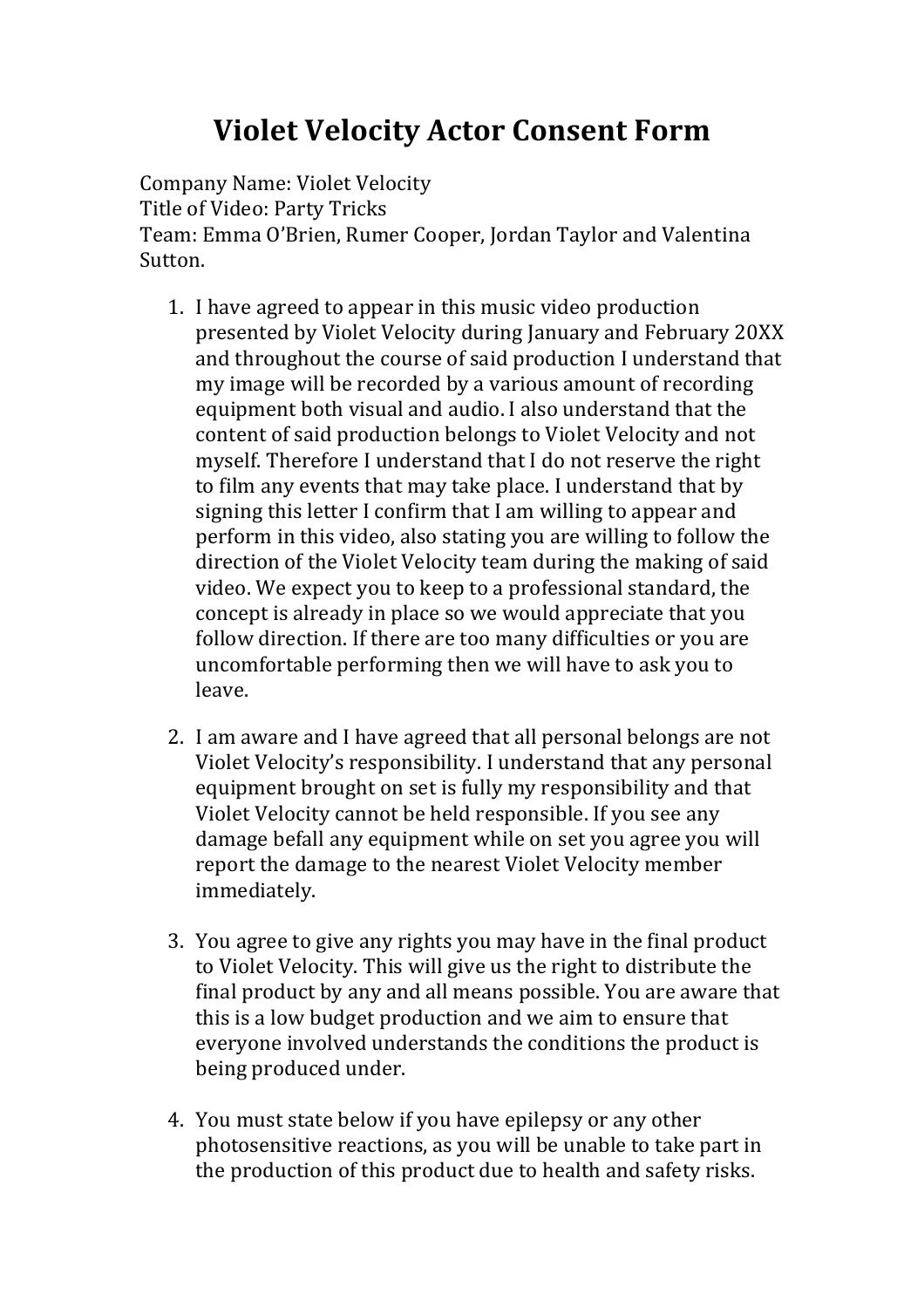# Violet Velocity Actor Consent Form

Company Name: Violet Velocity
Title of Video: Party Tricks
Team: Emma O'Brien, Rumer Cooper, Jordan Taylor and Valentina Sutton.

1. I have agreed to appear in this music video production presented by Violet Velocity during January and February 20XX and throughout the course of said production I understand that my image will be recorded by a various amount of recording equipment both visual and audio. I also understand that the content of said production belongs to Violet Velocity and not myself. Therefore I understand that I do not reserve the right to film any events that may take place. I understand that by signing this letter I confirm that I am willing to appear and perform in this video, also stating you are willing to follow the direction of the Violet Velocity team during the making of said video. We expect you to keep to a professional standard, the concept is already in place so we would appreciate that you follow direction. If there are too many difficulties or you are uncomfortable performing then we will have to ask you to leave.

2. I am aware and I have agreed that all personal belongs are not Violet Velocity's responsibility. I understand that any personal equipment brought on set is fully my responsibility and that Violet Velocity cannot be held responsible. If you see any damage befall any equipment while on set you agree you will report the damage to the nearest Violet Velocity member immediately.

3. You agree to give any rights you may have in the final product to Violet Velocity. This will give us the right to distribute the final product by any and all means possible. You are aware that this is a low budget production and we aim to ensure that everyone involved understands the conditions the product is being produced under.

4. You must state below if you have epilepsy or any other photosensitive reactions, as you will be unable to take part in the production of this product due to health and safety risks.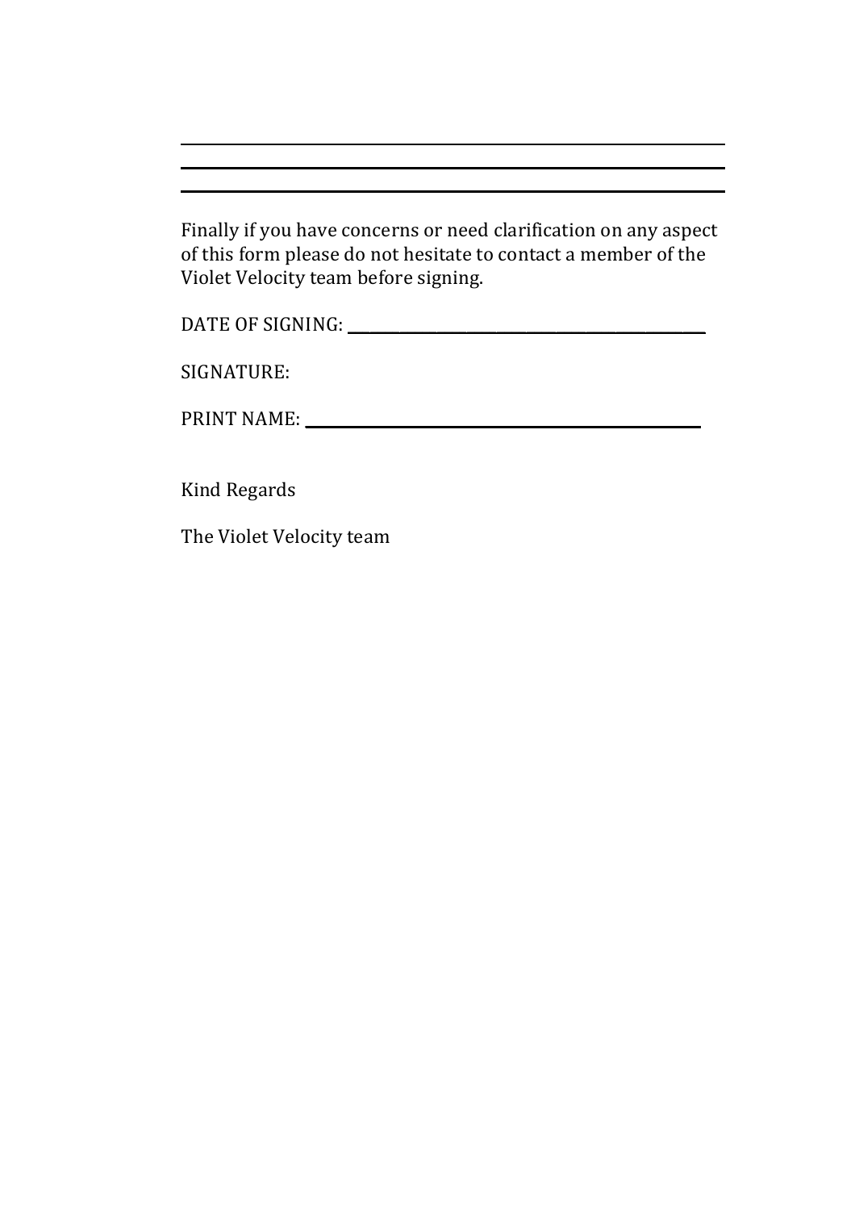\_\_\_\_\_\_\_\_\_\_\_\_\_\_\_\_\_\_\_\_\_\_\_\_\_\_\_\_\_\_\_\_\_\_\_\_\_\_\_\_\_\_\_\_\_\_\_\_\_\_\_\_\_\_\_\_\_\_\_\_

\_\_\_\_\_\_\_\_\_\_\_\_\_\_\_\_\_\_\_\_\_\_\_\_\_\_\_\_\_\_\_\_\_\_\_\_\_\_\_\_\_\_\_\_\_\_\_\_\_\_\_\_\_\_\_\_\_\_\_\_

\_\_\_\_\_\_\_\_\_\_\_\_\_\_\_\_\_\_\_\_\_\_\_\_\_\_\_\_\_\_\_\_\_\_\_\_\_\_\_\_\_\_\_\_\_\_\_\_\_\_\_\_\_\_\_\_\_\_\_\_

Finally if you have concerns or need clarification on any aspect of this form please do not hesitate to contact a member of the Violet Velocity team before signing.

DATE OF SIGNING: \_\_\_\_\_\_\_\_\_\_\_\_\_\_\_\_\_\_\_\_\_\_\_\_\_\_\_\_\_\_\_\_\_\_\_\_\_\_\_\_

SIGNATURE:

PRINT NAME: \_\_\_\_\_\_\_\_\_\_\_\_\_\_\_\_\_\_\_\_\_\_\_\_\_\_\_\_\_\_\_\_\_\_\_\_\_\_\_\_\_\_\_

Kind Regards

The Violet Velocity team